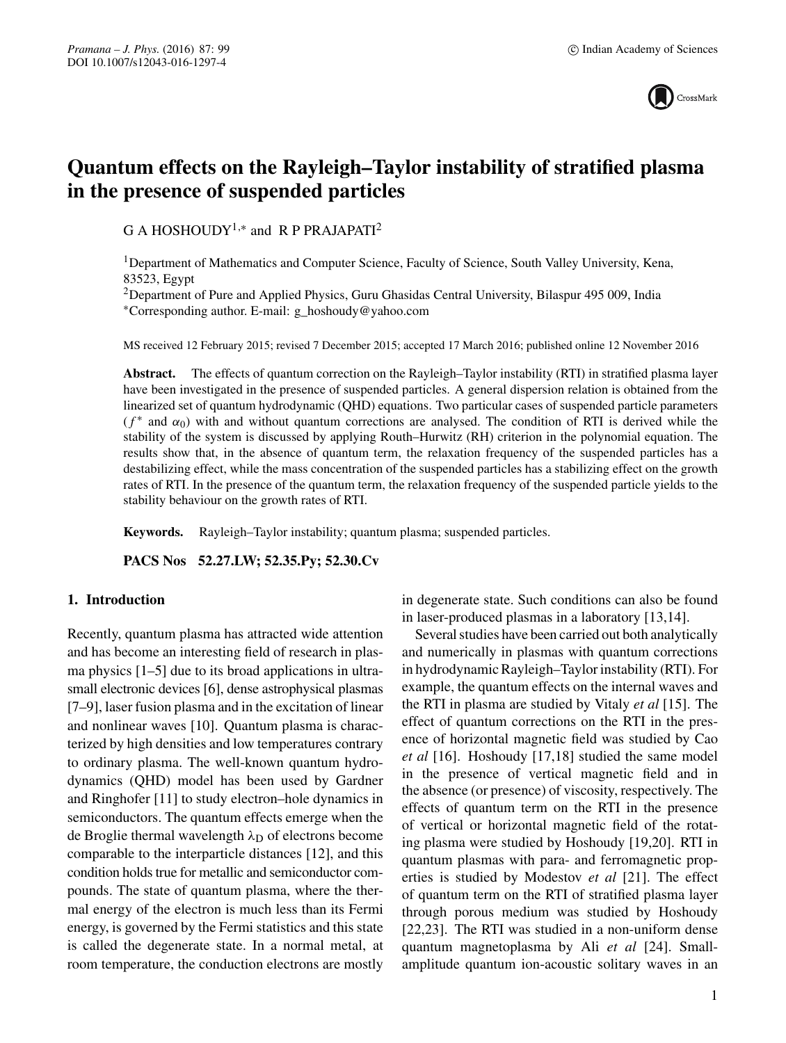# Quantum effects on the Rayleigh–Taylor instability of stratified plasma in the presence of suspended particles

G A HOSHOUDY[1,*] and R P PRAJAPATI[2]

[1]Department of Mathematics and Computer Science, Faculty of Science, South Valley University, Kena, 83523, Egypt

[2]Department of Pure and Applied Physics, Guru Ghasidas Central University, Bilaspur 495 009, India

*Corresponding author. E-mail: g_hoshoudy@yahoo.com

MS received 12 February 2015; revised 7 December 2015; accepted 17 March 2016; published online 12 November 2016

**Abstract.** The effects of quantum correction on the Rayleigh–Taylor instability (RTI) in stratified plasma layer have been investigated in the presence of suspended particles. A general dispersion relation is obtained from the linearized set of quantum hydrodynamic (QHD) equations. Two particular cases of suspended particle parameters ($f^*$ and $\alpha_0$) with and without quantum corrections are analysed. The condition of RTI is derived while the stability of the system is discussed by applying Routh–Hurwitz (RH) criterion in the polynomial equation. The results show that, in the absence of quantum term, the relaxation frequency of the suspended particles has a destabilizing effect, while the mass concentration of the suspended particles has a stabilizing effect on the growth rates of RTI. In the presence of the quantum term, the relaxation frequency of the suspended particle yields to the stability behaviour on the growth rates of RTI.

**Keywords.** Rayleigh–Taylor instability; quantum plasma; suspended particles.

**PACS Nos** 52.27.LW; 52.35.Py; 52.30.Cv

## 1. Introduction

Recently, quantum plasma has attracted wide attention and has become an interesting field of research in plasma physics [1–5] due to its broad applications in ultrasmall electronic devices [6], dense astrophysical plasmas [7–9], laser fusion plasma and in the excitation of linear and nonlinear waves [10]. Quantum plasma is characterized by high densities and low temperatures contrary to ordinary plasma. The well-known quantum hydrodynamics (QHD) model has been used by Gardner and Ringhofer [11] to study electron–hole dynamics in semiconductors. The quantum effects emerge when the de Broglie thermal wavelength $\lambda_D$ of electrons become comparable to the interparticle distances [12], and this condition holds true for metallic and semiconductor compounds. The state of quantum plasma, where the thermal energy of the electron is much less than its Fermi energy, is governed by the Fermi statistics and this state is called the degenerate state. In a normal metal, at room temperature, the conduction electrons are mostly in degenerate state. Such conditions can also be found in laser-produced plasmas in a laboratory [13,14].

Several studies have been carried out both analytically and numerically in plasmas with quantum corrections in hydrodynamic Rayleigh–Taylor instability (RTI). For example, the quantum effects on the internal waves and the RTI in plasma are studied by Vitaly *et al* [15]. The effect of quantum corrections on the RTI in the presence of horizontal magnetic field was studied by Cao *et al* [16]. Hoshoudy [17,18] studied the same model in the presence of vertical magnetic field and in the absence (or presence) of viscosity, respectively. The effects of quantum term on the RTI in the presence of vertical or horizontal magnetic field of the rotating plasma were studied by Hoshoudy [19,20]. RTI in quantum plasmas with para- and ferromagnetic properties is studied by Modestov *et al* [21]. The effect of quantum term on the RTI of stratified plasma layer through porous medium was studied by Hoshoudy [22,23]. The RTI was studied in a non-uniform dense quantum magnetoplasma by Ali *et al* [24]. Small-amplitude quantum ion-acoustic solitary waves in an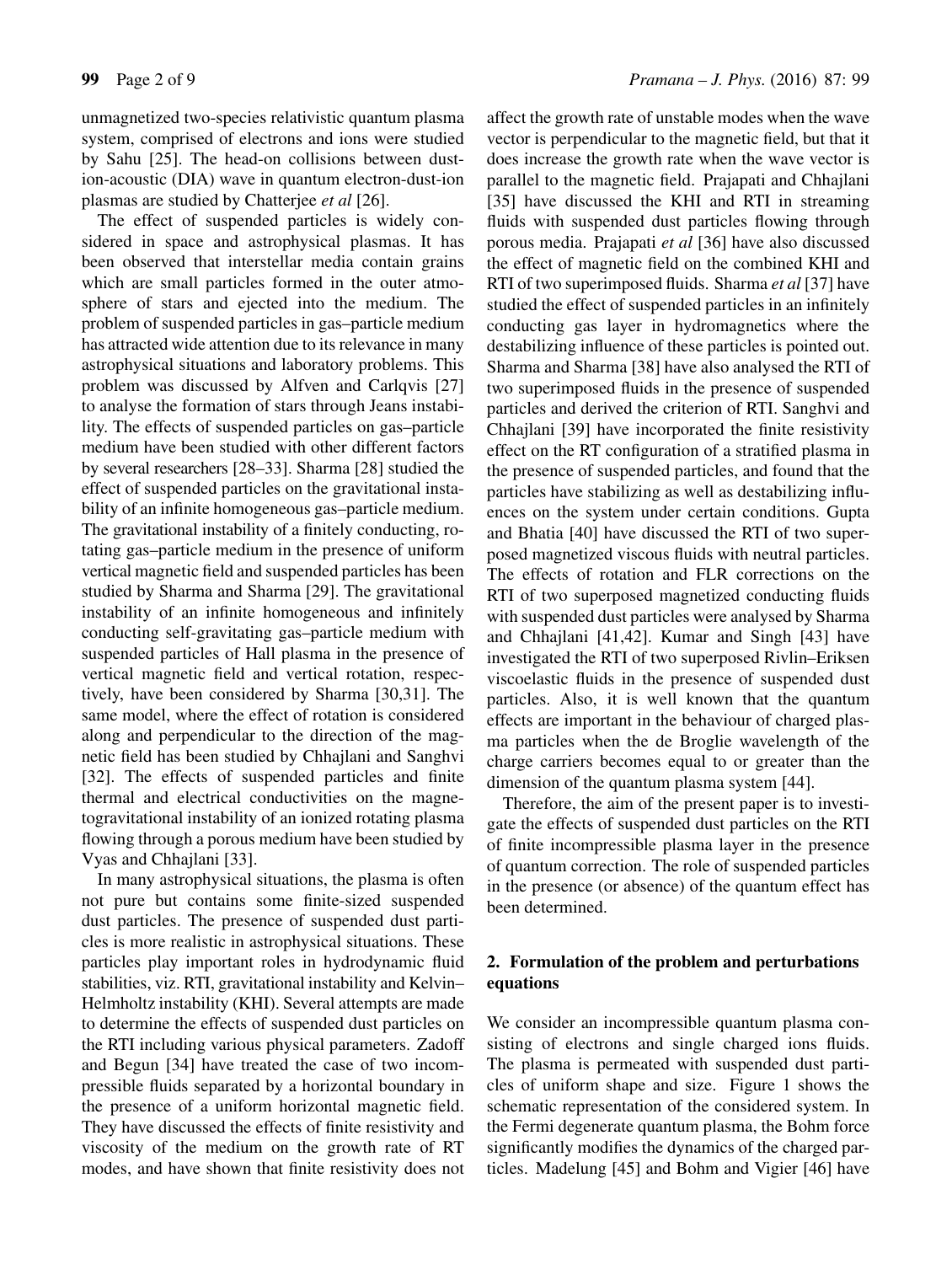unmagnetized two-species relativistic quantum plasma system, comprised of electrons and ions were studied by Sahu [25]. The head-on collisions between dust-ion-acoustic (DIA) wave in quantum electron-dust-ion plasmas are studied by Chatterjee *et al* [26].

The effect of suspended particles is widely considered in space and astrophysical plasmas. It has been observed that interstellar media contain grains which are small particles formed in the outer atmosphere of stars and ejected into the medium. The problem of suspended particles in gas–particle medium has attracted wide attention due to its relevance in many astrophysical situations and laboratory problems. This problem was discussed by Alfven and Carlqvis [27] to analyse the formation of stars through Jeans instability. The effects of suspended particles on gas–particle medium have been studied with other different factors by several researchers [28–33]. Sharma [28] studied the effect of suspended particles on the gravitational instability of an infinite homogeneous gas–particle medium. The gravitational instability of a finitely conducting, rotating gas–particle medium in the presence of uniform vertical magnetic field and suspended particles has been studied by Sharma and Sharma [29]. The gravitational instability of an infinite homogeneous and infinitely conducting self-gravitating gas–particle medium with suspended particles of Hall plasma in the presence of vertical magnetic field and vertical rotation, respectively, have been considered by Sharma [30,31]. The same model, where the effect of rotation is considered along and perpendicular to the direction of the magnetic field has been studied by Chhajlani and Sanghvi [32]. The effects of suspended particles and finite thermal and electrical conductivities on the magnetogravitational instability of an ionized rotating plasma flowing through a porous medium have been studied by Vyas and Chhajlani [33].

In many astrophysical situations, the plasma is often not pure but contains some finite-sized suspended dust particles. The presence of suspended dust particles is more realistic in astrophysical situations. These particles play important roles in hydrodynamic fluid stabilities, viz. RTI, gravitational instability and Kelvin–Helmholtz instability (KHI). Several attempts are made to determine the effects of suspended dust particles on the RTI including various physical parameters. Zadoff and Begun [34] have treated the case of two incompressible fluids separated by a horizontal boundary in the presence of a uniform horizontal magnetic field. They have discussed the effects of finite resistivity and viscosity of the medium on the growth rate of RT modes, and have shown that finite resistivity does not affect the growth rate of unstable modes when the wave vector is perpendicular to the magnetic field, but that it does increase the growth rate when the wave vector is parallel to the magnetic field. Prajapati and Chhajlani [35] have discussed the KHI and RTI in streaming fluids with suspended dust particles flowing through porous media. Prajapati *et al* [36] have also discussed the effect of magnetic field on the combined KHI and RTI of two superimposed fluids. Sharma *et al* [37] have studied the effect of suspended particles in an infinitely conducting gas layer in hydromagnetics where the destabilizing influence of these particles is pointed out. Sharma and Sharma [38] have also analysed the RTI of two superimposed fluids in the presence of suspended particles and derived the criterion of RTI. Sanghvi and Chhajlani [39] have incorporated the finite resistivity effect on the RT configuration of a stratified plasma in the presence of suspended particles, and found that the particles have stabilizing as well as destabilizing influences on the system under certain conditions. Gupta and Bhatia [40] have discussed the RTI of two superposed magnetized viscous fluids with neutral particles. The effects of rotation and FLR corrections on the RTI of two superposed magnetized conducting fluids with suspended dust particles were analysed by Sharma and Chhajlani [41,42]. Kumar and Singh [43] have investigated the RTI of two superposed Rivlin–Eriksen viscoelastic fluids in the presence of suspended dust particles. Also, it is well known that the quantum effects are important in the behaviour of charged plasma particles when the de Broglie wavelength of the charge carriers becomes equal to or greater than the dimension of the quantum plasma system [44].

Therefore, the aim of the present paper is to investigate the effects of suspended dust particles on the RTI of finite incompressible plasma layer in the presence of quantum correction. The role of suspended particles in the presence (or absence) of the quantum effect has been determined.

## 2. Formulation of the problem and perturbations equations

We consider an incompressible quantum plasma consisting of electrons and single charged ions fluids. The plasma is permeated with suspended dust particles of uniform shape and size. Figure 1 shows the schematic representation of the considered system. In the Fermi degenerate quantum plasma, the Bohm force significantly modifies the dynamics of the charged particles. Madelung [45] and Bohm and Vigier [46] have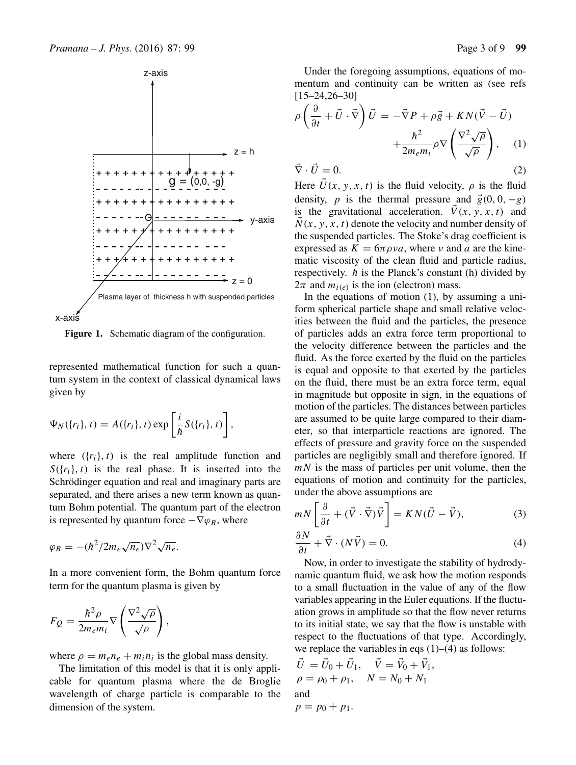**Figure 1.** Schematic diagram of the configuration.

represented mathematical function for such a quantum system in the context of classical dynamical laws given by

$$\Psi_N(\{r_i\}, t) = A(\{r_i\}, t) \exp\left[\frac{i}{\hbar} S(\{r_i\}, t)\right],$$

where $(\{r_i\}, t)$ is the real amplitude function and $S(\{r_i\}, t)$ is the real phase. It is inserted into the Schrödinger equation and real and imaginary parts are separated, and there arises a new term known as quantum Bohm potential. The quantum part of the electron is represented by quantum force $-\nabla\varphi_B$, where

$$\varphi_B = -(\hbar^2/2m_e\sqrt{n_e})\nabla^2\sqrt{n_e}.$$

In a more convenient form, the Bohm quantum force term for the quantum plasma is given by

$$F_Q = \frac{\hbar^2\rho}{2m_e m_i}\nabla\left(\frac{\nabla^2\sqrt{\rho}}{\sqrt{\rho}}\right),$$

where $\rho = m_e n_e + m_i n_i$ is the global mass density.

The limitation of this model is that it is only applicable for quantum plasma where the de Broglie wavelength of charge particle is comparable to the dimension of the system.

Under the foregoing assumptions, equations of momentum and continuity can be written as (see refs [15–24,26–30]

$$\rho\left(\frac{\partial}{\partial t} + \vec{U}\cdot\vec{\nabla}\right)\vec{U} = -\vec{\nabla}P + \rho\vec{g} + KN(\vec{V} - \vec{U}) + \frac{\hbar^2}{2m_e m_i}\rho\nabla\left(\frac{\nabla^2\sqrt{\rho}}{\sqrt{\rho}}\right), \quad (1)$$

$$\vec{\nabla}\cdot\vec{U} = 0. \quad (2)$$

Here $\vec{U}(x, y, x, t)$ is the fluid velocity, $\rho$ is the fluid density, $p$ is the thermal pressure and $\vec{g}(0, 0, -g)$ is the gravitational acceleration. $\vec{V}(x, y, x, t)$ and $\vec{N}(x, y, x, t)$ denote the velocity and number density of the suspended particles. The Stoke's drag coefficient is expressed as $K = 6\pi\rho\nu a$, where $\nu$ and $a$ are the kinematic viscosity of the clean fluid and particle radius, respectively. $\hbar$ is the Planck's constant (h) divided by $2\pi$ and $m_{i(e)}$ is the ion (electron) mass.

In the equations of motion (1), by assuming a uniform spherical particle shape and small relative velocities between the fluid and the particles, the presence of particles adds an extra force term proportional to the velocity difference between the particles and the fluid. As the force exerted by the fluid on the particles is equal and opposite to that exerted by the particles on the fluid, there must be an extra force term, equal in magnitude but opposite in sign, in the equations of motion of the particles. The distances between particles are assumed to be quite large compared to their diameter, so that interparticle reactions are ignored. The effects of pressure and gravity force on the suspended particles are negligibly small and therefore ignored. If $mN$ is the mass of particles per unit volume, then the equations of motion and continuity for the particles, under the above assumptions are

$$mN\left[\frac{\partial}{\partial t} + (\vec{V}\cdot\vec{\nabla})\vec{V}\right] = KN(\vec{U} - \vec{V}), \quad (3)$$

$$\frac{\partial N}{\partial t} + \vec{\nabla}\cdot(N\vec{V}) = 0. \quad (4)$$

Now, in order to investigate the stability of hydrodynamic quantum fluid, we ask how the motion responds to a small fluctuation in the value of any of the flow variables appearing in the Euler equations. If the fluctuation grows in amplitude so that the flow never returns to its initial state, we say that the flow is unstable with respect to the fluctuations of that type. Accordingly, we replace the variables in eqs (1)–(4) as follows:

$$\vec{U} = \vec{U}_0 + \vec{U}_1, \quad \vec{V} = \vec{V}_0 + \vec{V}_1,$$
$$\rho = \rho_0 + \rho_1, \quad N = N_0 + N_1$$

and

$$p = p_0 + p_1.$$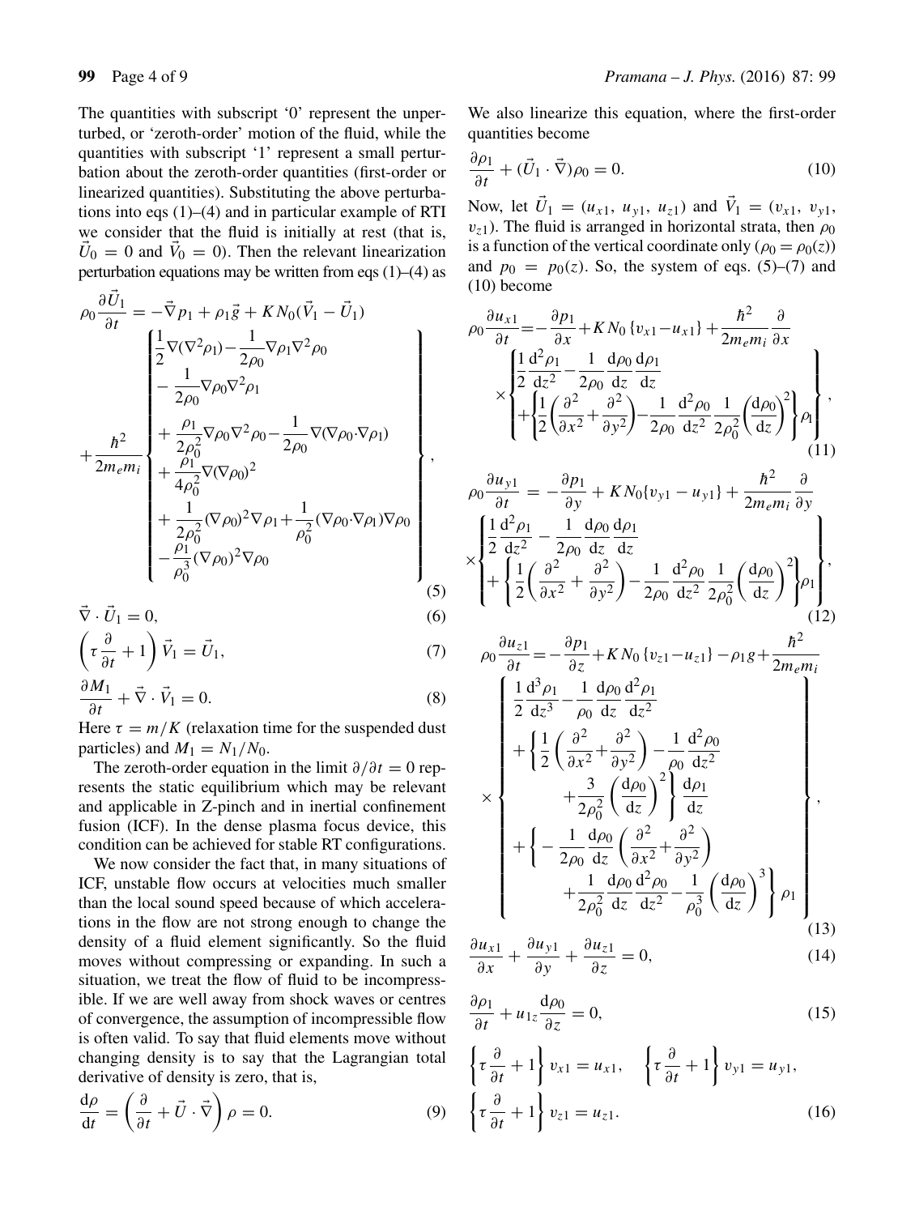The quantities with subscript '0' represent the unperturbed, or 'zeroth-order' motion of the fluid, while the quantities with subscript '1' represent a small perturbation about the zeroth-order quantities (first-order or linearized quantities). Substituting the above perturbations into eqs (1)–(4) and in particular example of RTI we consider that the fluid is initially at rest (that is, $\vec{U}_0 = 0$ and $\vec{V}_0 = 0$). Then the relevant linearization perturbation equations may be written from eqs (1)–(4) as

$$\rho_0 \frac{\partial \vec{U}_1}{\partial t} = -\vec{\nabla} p_1 + \rho_1 \vec{g} + K N_0 (\vec{V}_1 - \vec{U}_1) + \frac{\hbar^2}{2m_e m_i} \left\{ \begin{array}{l} \frac{1}{2}\nabla(\nabla^2 \rho_1) - \frac{1}{2\rho_0}\nabla\rho_1 \nabla^2 \rho_0 \\ - \frac{1}{2\rho_0}\nabla\rho_0 \nabla^2 \rho_1 \\ + \frac{\rho_1}{2\rho_0^2}\nabla\rho_0\nabla^2\rho_0 - \frac{1}{2\rho_0}\nabla(\nabla\rho_0 \cdot \nabla\rho_1) \\ + \frac{\rho_1}{4\rho_0^2}\nabla(\nabla\rho_0)^2 \\ + \frac{1}{2\rho_0^2}(\nabla\rho_0)^2\nabla\rho_1 + \frac{1}{\rho_0^2}(\nabla\rho_0 \cdot \nabla\rho_1)\nabla\rho_0 \\ - \frac{\rho_1}{\rho_0^3}(\nabla\rho_0)^2\nabla\rho_0 \end{array} \right\}, \tag{5}$$

$$\vec{\nabla} \cdot \vec{U}_1 = 0, \tag{6}$$

$$\left( \tau \frac{\partial}{\partial t} + 1 \right) \vec{V}_1 = \vec{U}_1, \tag{7}$$

$$\frac{\partial M_1}{\partial t} + \vec{\nabla} \cdot \vec{V}_1 = 0. \tag{8}$$

Here $\tau = m/K$ (relaxation time for the suspended dust particles) and $M_1 = N_1/N_0$.

The zeroth-order equation in the limit $\partial/\partial t = 0$ represents the static equilibrium which may be relevant and applicable in Z-pinch and in inertial confinement fusion (ICF). In the dense plasma focus device, this condition can be achieved for stable RT configurations.

We now consider the fact that, in many situations of ICF, unstable flow occurs at velocities much smaller than the local sound speed because of which accelerations in the flow are not strong enough to change the density of a fluid element significantly. So the fluid moves without compressing or expanding. In such a situation, we treat the flow of fluid to be incompressible. If we are well away from shock waves or centres of convergence, the assumption of incompressible flow is often valid. To say that fluid elements move without changing density is to say that the Lagrangian total derivative of density is zero, that is,

$$\frac{d\rho}{dt} = \left( \frac{\partial}{\partial t} + \vec{U} \cdot \vec{\nabla} \right) \rho = 0. \tag{9}$$

We also linearize this equation, where the first-order quantities become

$$\frac{\partial \rho_1}{\partial t} + (\vec{U}_1 \cdot \vec{\nabla})\rho_0 = 0. \tag{10}$$

Now, let $\vec{U}_1 = (u_{x1}, u_{y1}, u_{z1})$ and $\vec{V}_1 = (v_{x1}, v_{y1}, v_{z1})$. The fluid is arranged in horizontal strata, then $\rho_0$ is a function of the vertical coordinate only ($\rho_0 = \rho_0(z)$) and $p_0 = p_0(z)$. So, the system of eqs. (5)–(7) and (10) become

$$\rho_0 \frac{\partial u_{x1}}{\partial t} = -\frac{\partial p_1}{\partial x} + K N_0 \{v_{x1} - u_{x1}\} + \frac{\hbar^2}{2m_e m_i}\frac{\partial}{\partial x} \times \left\{ \begin{array}{l} \frac{1}{2}\frac{d^2\rho_1}{dz^2} - \frac{1}{2\rho_0}\frac{d\rho_0}{dz}\frac{d\rho_1}{dz} \\ + \left\{ \frac{1}{2}\left( \frac{\partial^2}{\partial x^2} + \frac{\partial^2}{\partial y^2} \right) - \frac{1}{2\rho_0}\frac{d^2\rho_0}{dz^2}\frac{1}{2\rho_0^2}\left( \frac{d\rho_0}{dz} \right)^2 \right\}\rho_1 \end{array} \right\}, \tag{11}$$

$$\rho_0 \frac{\partial u_{y1}}{\partial t} = -\frac{\partial p_1}{\partial y} + K N_0 \{v_{y1} - u_{y1}\} + \frac{\hbar^2}{2m_e m_i}\frac{\partial}{\partial y} \times \left\{ \begin{array}{l} \frac{1}{2}\frac{d^2\rho_1}{dz^2} - \frac{1}{2\rho_0}\frac{d\rho_0}{dz}\frac{d\rho_1}{dz} \\ + \left\{ \frac{1}{2}\left( \frac{\partial^2}{\partial x^2} + \frac{\partial^2}{\partial y^2} \right) - \frac{1}{2\rho_0}\frac{d^2\rho_0}{dz^2}\frac{1}{2\rho_0^2}\left( \frac{d\rho_0}{dz} \right)^2 \right\}\rho_1 \end{array} \right\}, \tag{12}$$

$$\rho_0 \frac{\partial u_{z1}}{\partial t} = -\frac{\partial p_1}{\partial z} + K N_0 \{v_{z1} - u_{z1}\} - \rho_1 g + \frac{\hbar^2}{2m_e m_i} \times \left\{ \begin{array}{l} \frac{1}{2}\frac{d^3\rho_1}{dz^3} - \frac{1}{\rho_0}\frac{d\rho_0}{dz}\frac{d^2\rho_1}{dz^2} \\ + \left\{ \frac{1}{2}\left( \frac{\partial^2}{\partial x^2} + \frac{\partial^2}{\partial y^2} \right) - \frac{1}{\rho_0}\frac{d^2\rho_0}{dz^2} + \frac{3}{2\rho_0^2}\left( \frac{d\rho_0}{dz} \right)^2 \right\}\frac{d\rho_1}{dz} \\ + \left\{ -\frac{1}{2\rho_0}\frac{d\rho_0}{dz}\left( \frac{\partial^2}{\partial x^2} + \frac{\partial^2}{\partial y^2} \right) + \frac{1}{2\rho_0^2}\frac{d\rho_0}{dz}\frac{d^2\rho_0}{dz^2} - \frac{1}{\rho_0^3}\left( \frac{d\rho_0}{dz} \right)^3 \right\}\rho_1 \end{array} \right\}, \tag{13}$$

$$\frac{\partial u_{x1}}{\partial x} + \frac{\partial u_{y1}}{\partial y} + \frac{\partial u_{z1}}{\partial z} = 0, \tag{14}$$

$$\frac{\partial \rho_1}{\partial t} + u_{1z}\frac{d\rho_0}{\partial z} = 0, \tag{15}$$

$$\left\{ \tau \frac{\partial}{\partial t} + 1 \right\} v_{x1} = u_{x1}, \quad \left\{ \tau \frac{\partial}{\partial t} + 1 \right\} v_{y1} = u_{y1}, \quad \left\{ \tau \frac{\partial}{\partial t} + 1 \right\} v_{z1} = u_{z1}. \tag{16}$$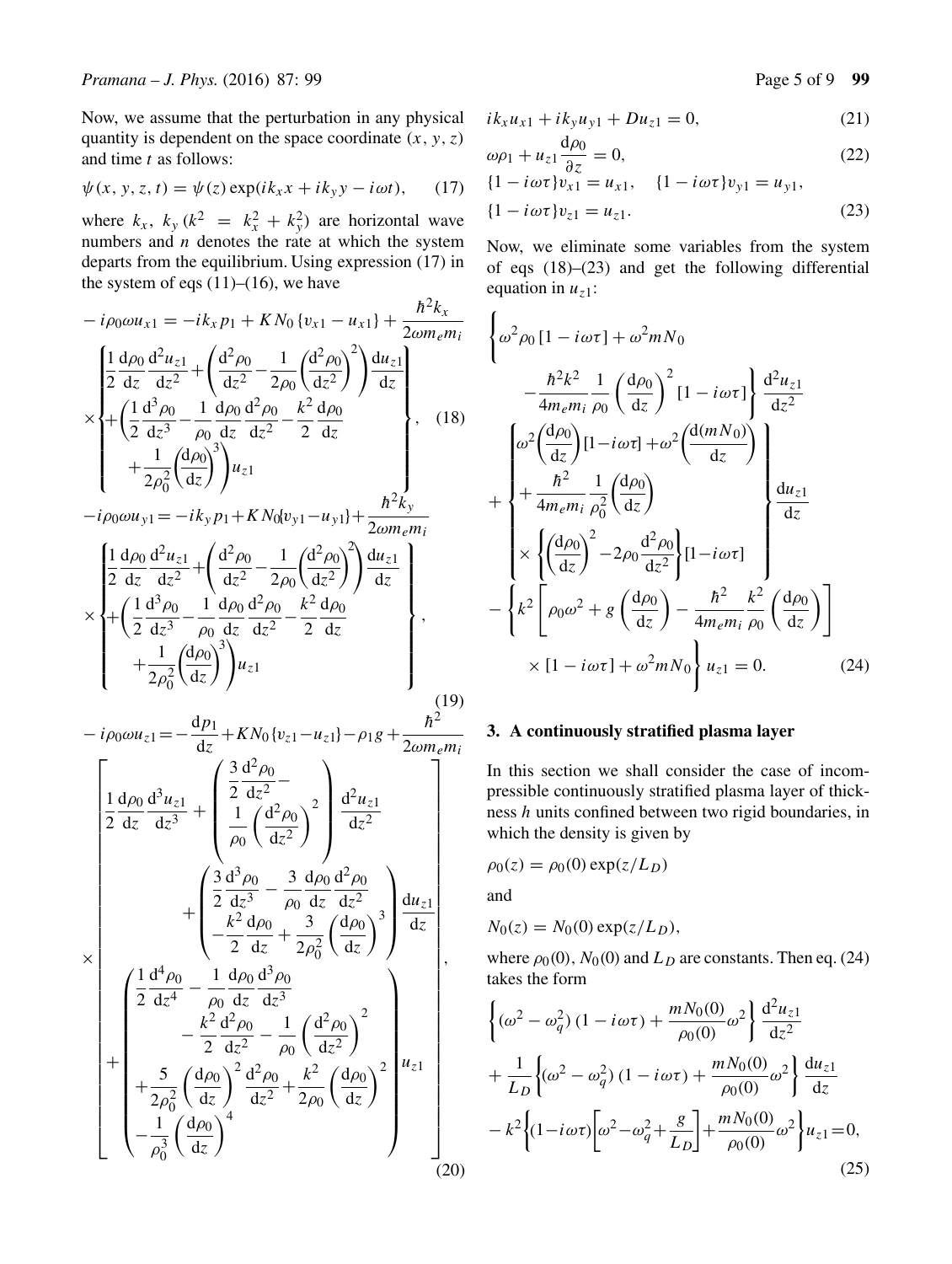Now, we assume that the perturbation in any physical quantity is dependent on the space coordinate $(x, y, z)$ and time $t$ as follows:

$$\psi(x, y, z, t) = \psi(z)\exp(ik_x x + ik_y y - i\omega t), \qquad (17)$$

where $k_x$, $k_y$ $(k^2 = k_x^2 + k_y^2)$ are horizontal wave numbers and $n$ denotes the rate at which the system departs from the equilibrium. Using expression (17) in the system of eqs (11)–(16), we have

$$-i\rho_0\omega u_{x1} = -ik_x p_1 + KN_0\{v_{x1} - u_{x1}\} + \frac{\hbar^2 k_x}{2\omega m_e m_i} \times \left\{ \begin{aligned} &\frac{1}{2}\frac{d\rho_0}{dz}\frac{d^2 u_{z1}}{dz^2} + \left(\frac{d^2\rho_0}{dz^2} - \frac{1}{2\rho_0}\left(\frac{d^2\rho_0}{dz^2}\right)^2\right)\frac{du_{z1}}{dz} \\ &+ \left(\frac{1}{2}\frac{d^3\rho_0}{dz^3} - \frac{1}{\rho_0}\frac{d\rho_0}{dz}\frac{d^2\rho_0}{dz^2} - \frac{k^2}{2}\frac{d\rho_0}{dz} + \frac{1}{2\rho_0^2}\left(\frac{d\rho_0}{dz}\right)^3\right)u_{z1} \end{aligned} \right\}, \qquad (18)$$

$$-i\rho_0\omega u_{y1} = -ik_y p_1 + KN_0\{v_{y1} - u_{y1}\} + \frac{\hbar^2 k_y}{2\omega m_e m_i} \times \left\{ \begin{aligned} &\frac{1}{2}\frac{d\rho_0}{dz}\frac{d^2 u_{z1}}{dz^2} + \left(\frac{d^2\rho_0}{dz^2} - \frac{1}{2\rho_0}\left(\frac{d^2\rho_0}{dz^2}\right)^2\right)\frac{du_{z1}}{dz} \\ &+ \left(\frac{1}{2}\frac{d^3\rho_0}{dz^3} - \frac{1}{\rho_0}\frac{d\rho_0}{dz}\frac{d^2\rho_0}{dz^2} - \frac{k^2}{2}\frac{d\rho_0}{dz} + \frac{1}{2\rho_0^2}\left(\frac{d\rho_0}{dz}\right)^3\right)u_{z1} \end{aligned} \right\}, \qquad (19)$$

$$-i\rho_0\omega u_{z1} = -\frac{dp_1}{dz} + KN_0\{v_{z1} - u_{z1}\} - \rho_1 g + \frac{\hbar^2}{2\omega m_e m_i} \times \left[ \begin{aligned} &\frac{1}{2}\frac{d\rho_0}{dz}\frac{d^3 u_{z1}}{dz^3} + \left(\frac{3}{2}\frac{d^2\rho_0}{dz^2} - \frac{1}{\rho_0}\left(\frac{d^2\rho_0}{dz^2}\right)^2\right)\frac{d^2 u_{z1}}{dz^2} \\ &+ \left(\frac{3}{2}\frac{d^3\rho_0}{dz^3} - \frac{3}{\rho_0}\frac{d\rho_0}{dz}\frac{d^2\rho_0}{dz^2} - \frac{k^2}{2}\frac{d\rho_0}{dz} + \frac{3}{2\rho_0^2}\left(\frac{d\rho_0}{dz}\right)^3\right)\frac{du_{z1}}{dz} \\ &+ \left(\frac{1}{2}\frac{d^4\rho_0}{dz^4} - \frac{1}{\rho_0}\frac{d\rho_0}{dz}\frac{d^3\rho_0}{dz^3} - \frac{k^2}{2}\frac{d^2\rho_0}{dz^2} - \frac{1}{\rho_0}\left(\frac{d^2\rho_0}{dz^2}\right)^2 + \frac{5}{2\rho_0^2}\left(\frac{d\rho_0}{dz}\right)^2\frac{d^2\rho_0}{dz^2} + \frac{k^2}{2\rho_0}\left(\frac{d\rho_0}{dz}\right)^2 - \frac{1}{\rho_0^3}\left(\frac{d\rho_0}{dz}\right)^4\right)u_{z1} \end{aligned} \right], \qquad (20)$$

$$ik_x u_{x1} + ik_y u_{y1} + Du_{z1} = 0, \qquad (21)$$

$$\omega\rho_1 + u_{z1}\frac{d\rho_0}{\partial z} = 0, \qquad (22)$$

$$\{1 - i\omega\tau\}v_{x1} = u_{x1}, \quad \{1 - i\omega\tau\}v_{y1} = u_{y1},$$
$$\{1 - i\omega\tau\}v_{z1} = u_{z1}. \qquad (23)$$

Now, we eliminate some variables from the system of eqs (18)–(23) and get the following differential equation in $u_{z1}$:

$$\left\{\omega^2\rho_0[1 - i\omega\tau] + \omega^2 mN_0 - \frac{\hbar^2 k^2}{4m_e m_i}\frac{1}{\rho_0}\left(\frac{d\rho_0}{dz}\right)^2[1 - i\omega\tau]\right\}\frac{d^2 u_{z1}}{dz^2}$$
$$+ \left\{ \omega^2\left(\frac{d\rho_0}{dz}\right)[1 - i\omega\tau] + \omega^2\left(\frac{d(mN_0)}{dz}\right) + \frac{\hbar^2}{4m_e m_i}\frac{1}{\rho_0^2}\left(\frac{d\rho_0}{dz}\right) \times \left\{\left(\frac{d\rho_0}{dz}\right)^2 - 2\rho_0\frac{d^2\rho_0}{dz^2}\right\}[1 - i\omega\tau] \right\}\frac{du_{z1}}{dz}$$
$$- \left\{k^2\left[\rho_0\omega^2 + g\left(\frac{d\rho_0}{dz}\right) - \frac{\hbar^2}{4m_e m_i}\frac{k^2}{\rho_0}\left(\frac{d\rho_0}{dz}\right)\right] \times [1 - i\omega\tau] + \omega^2 mN_0\right\}u_{z1} = 0. \qquad (24)$$

## 3. A continuously stratified plasma layer

In this section we shall consider the case of incompressible continuously stratified plasma layer of thickness $h$ units confined between two rigid boundaries, in which the density is given by

$$\rho_0(z) = \rho_0(0)\exp(z/L_D)$$

and

$$N_0(z) = N_0(0)\exp(z/L_D),$$

where $\rho_0(0)$, $N_0(0)$ and $L_D$ are constants. Then eq. (24) takes the form

$$\left\{(\omega^2 - \omega_q^2)(1 - i\omega\tau) + \frac{mN_0(0)}{\rho_0(0)}\omega^2\right\}\frac{d^2 u_{z1}}{dz^2}$$
$$+ \frac{1}{L_D}\left\{(\omega^2 - \omega_q^2)(1 - i\omega\tau) + \frac{mN_0(0)}{\rho_0(0)}\omega^2\right\}\frac{du_{z1}}{dz}$$
$$- k^2\left\{(1 - i\omega\tau)\left[\omega^2 - \omega_q^2 + \frac{g}{L_D}\right] + \frac{mN_0(0)}{\rho_0(0)}\omega^2\right\}u_{z1} = 0, \qquad (25)$$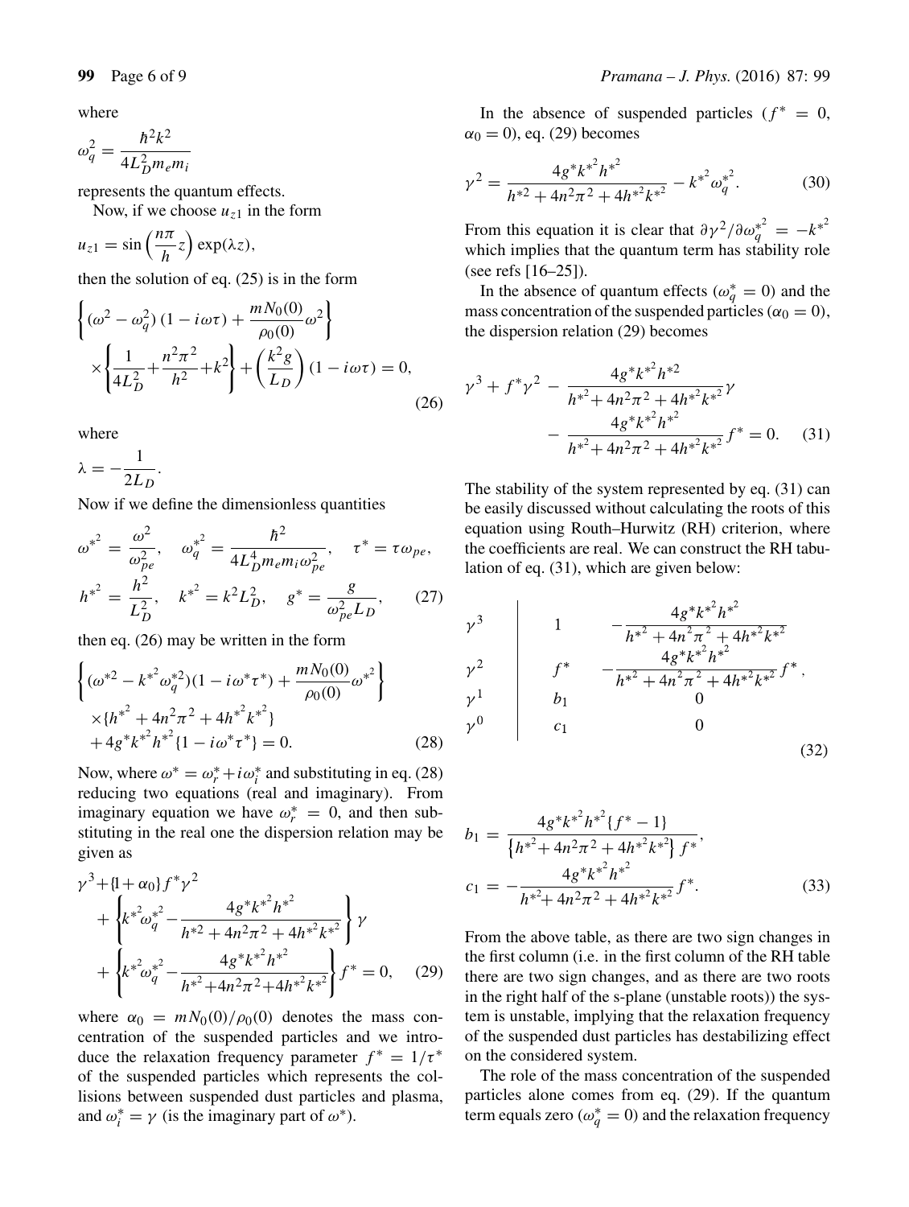where

$$\omega_q^2 = \frac{\hbar^2 k^2}{4L_D^2 m_e m_i}$$

represents the quantum effects.

Now, if we choose $u_{z1}$ in the form

$$u_{z1} = \sin\left(\frac{n\pi}{h}z\right)\exp(\lambda z),$$

then the solution of eq. (25) is in the form

$$\left\{(\omega^2 - \omega_q^2)(1 - i\omega\tau) + \frac{mN_0(0)}{\rho_0(0)}\omega^2\right\} \times \left\{\frac{1}{4L_D^2} + \frac{n^2\pi^2}{h^2} + k^2\right\} + \left(\frac{k^2 g}{L_D}\right)(1 - i\omega\tau) = 0, \tag{26}$$

where

$$\lambda = -\frac{1}{2L_D}.$$

Now if we define the dimensionless quantities

$$\omega^{*^2} = \frac{\omega^2}{\omega_{pe}^2}, \quad \omega_q^{*^2} = \frac{\hbar^2}{4L_D^4 m_e m_i \omega_{pe}^2}, \quad \tau^* = \tau\omega_{pe},$$
$$h^{*^2} = \frac{h^2}{L_D^2}, \quad k^{*^2} = k^2 L_D^2, \quad g^* = \frac{g}{\omega_{pe}^2 L_D}, \tag{27}$$

then eq. (26) may be written in the form

$$\left\{(\omega^{*2} - k^{*^2}\omega_q^{*2})(1 - i\omega^*\tau^*) + \frac{mN_0(0)}{\rho_0(0)}\omega^{*^2}\right\} \times \{h^{*^2} + 4n^2\pi^2 + 4h^{*^2}k^{*^2}\} + 4g^*k^{*^2}h^{*^2}\{1 - i\omega^*\tau^*\} = 0. \tag{28}$$

Now, where $\omega^* = \omega_r^* + i\omega_i^*$ and substituting in eq. (28) reducing two equations (real and imaginary). From imaginary equation we have $\omega_r^* = 0$, and then substituting in the real one the dispersion relation may be given as

$$\gamma^3 + \{1 + \alpha_0\} f^* \gamma^2 + \left\{k^{*^2}\omega_q^{*^2} - \frac{4g^*k^{*^2}h^{*^2}}{h^{*2} + 4n^2\pi^2 + 4h^{*^2}k^{*^2}}\right\}\gamma + \left\{k^{*^2}\omega_q^{*^2} - \frac{4g^*k^{*^2}h^{*^2}}{h^{*2} + 4n^2\pi^2 + 4h^{*^2}k^{*^2}}\right\} f^* = 0, \tag{29}$$

where $\alpha_0 = mN_0(0)/\rho_0(0)$ denotes the mass concentration of the suspended particles and we introduce the relaxation frequency parameter $f^* = 1/\tau^*$ of the suspended particles which represents the collisions between suspended dust particles and plasma, and $\omega_i^* = \gamma$ (is the imaginary part of $\omega^*$).

In the absence of suspended particles ($f^* = 0$, $\alpha_0 = 0$), eq. (29) becomes

$$\gamma^2 = \frac{4g^*k^{*^2}h^{*^2}}{h^{*2} + 4n^2\pi^2 + 4h^{*^2}k^{*^2}} - k^{*^2}\omega_q^{*^2}. \tag{30}$$

From this equation it is clear that $\partial\gamma^2/\partial\omega_q^{*^2} = -k^{*^2}$ which implies that the quantum term has stability role (see refs [16–25]).

In the absence of quantum effects ($\omega_q^* = 0$) and the mass concentration of the suspended particles ($\alpha_0 = 0$), the dispersion relation (29) becomes

$$\gamma^3 + f^*\gamma^2 - \frac{4g^*k^{*^2}h^{*2}}{h^{*^2} + 4n^2\pi^2 + 4h^{*^2}k^{*^2}}\gamma - \frac{4g^*k^{*^2}h^{*^2}}{h^{*^2} + 4n^2\pi^2 + 4h^{*^2}k^{*^2}} f^* = 0. \tag{31}$$

The stability of the system represented by eq. (31) can be easily discussed without calculating the roots of this equation using Routh–Hurwitz (RH) criterion, where the coefficients are real. We can construct the RH tabulation of eq. (31), which are given below:

$$\begin{array}{c|cc}
\gamma^3 & 1 & -\dfrac{4g^*k^{*^2}h^{*^2}}{h^{*^2} + 4n^2\pi^2 + 4h^{*^2}k^{*^2}} \\
\gamma^2 & f^* & -\dfrac{4g^*k^{*^2}h^{*^2}}{h^{*^2} + 4n^2\pi^2 + 4h^{*^2}k^{*^2}} f^*, \\
\gamma^1 & b_1 & 0 \\
\gamma^0 & c_1 & 0
\end{array} \tag{32}$$

$$b_1 = \frac{4g^*k^{*^2}h^{*^2}\{f^* - 1\}}{\left\{h^{*^2} + 4n^2\pi^2 + 4h^{*^2}k^{*^2}\right\} f^*},$$
$$c_1 = -\frac{4g^*k^{*^2}h^{*^2}}{h^{*^2} + 4n^2\pi^2 + 4h^{*^2}k^{*^2}} f^*. \tag{33}$$

From the above table, as there are two sign changes in the first column (i.e. in the first column of the RH table there are two sign changes, and as there are two roots in the right half of the s-plane (unstable roots)) the system is unstable, implying that the relaxation frequency of the suspended dust particles has destabilizing effect on the considered system.

The role of the mass concentration of the suspended particles alone comes from eq. (29). If the quantum term equals zero ($\omega_q^* = 0$) and the relaxation frequency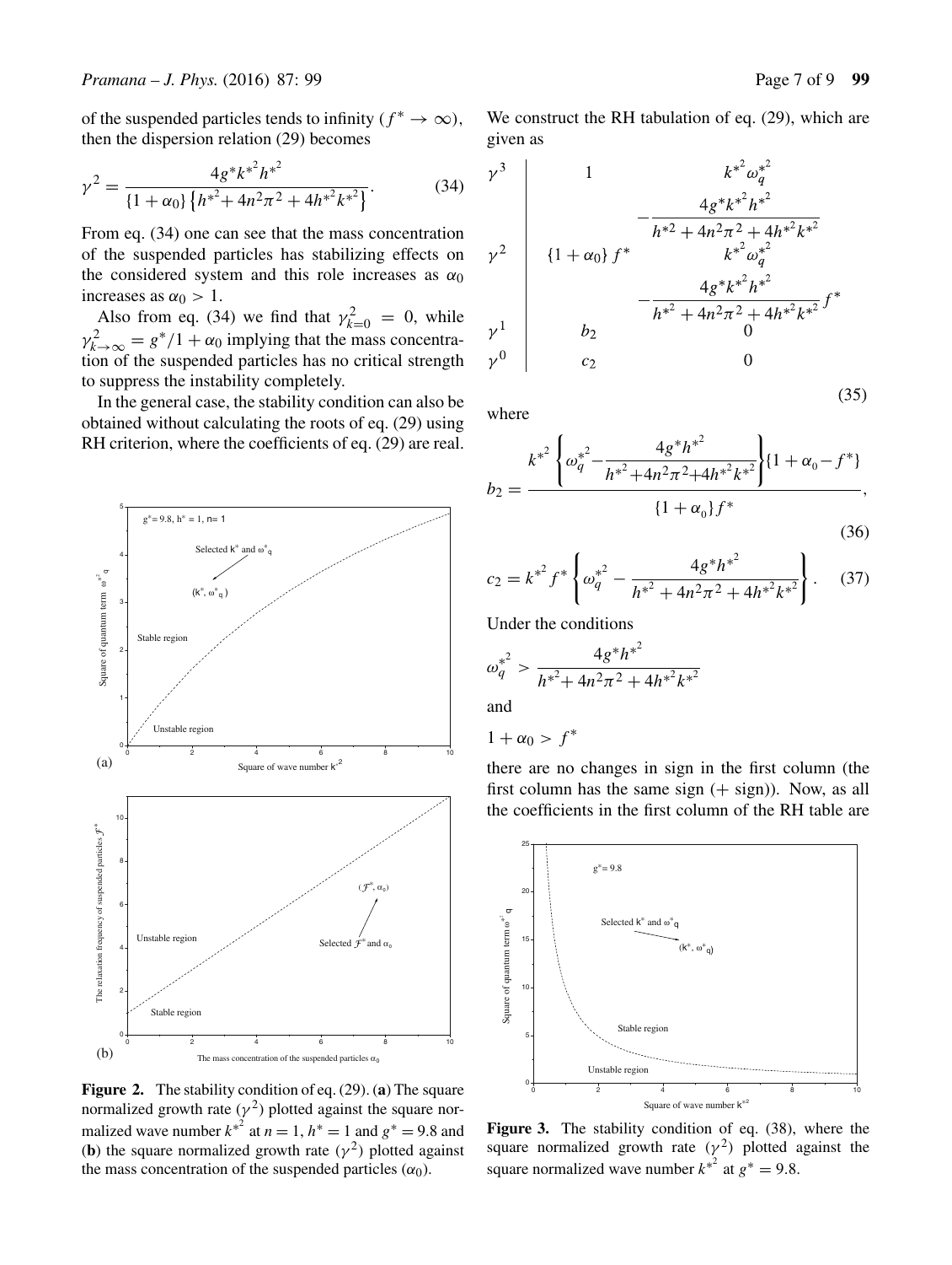of the suspended particles tends to infinity ($f^* \to \infty$), then the dispersion relation (29) becomes

$$\gamma^2 = \frac{4g^* k^{*^2} h^{*^2}}{\{1+\alpha_0\}\left\{h^{*^2} + 4n^2\pi^2 + 4h^{*^2}k^{*^2}\right\}}. \tag{34}$$

From eq. (34) one can see that the mass concentration of the suspended particles has stabilizing effects on the considered system and this role increases as $\alpha_0$ increases as $\alpha_0 > 1$.

Also from eq. (34) we find that $\gamma^2_{k=0} = 0$, while $\gamma^2_{k\to\infty} = g^*/1 + \alpha_0$ implying that the mass concentration of the suspended particles has no critical strength to suppress the instability completely.

In the general case, the stability condition can also be obtained without calculating the roots of eq. (29) using RH criterion, where the coefficients of eq. (29) are real.

**Figure 2.** The stability condition of eq. (29). (**a**) The square normalized growth rate ($\gamma^2$) plotted against the square normalized wave number $k^{*^2}$ at $n = 1$, $h^* = 1$ and $g^* = 9.8$ and (**b**) the square normalized growth rate ($\gamma^2$) plotted against the mass concentration of the suspended particles ($\alpha_0$).

We construct the RH tabulation of eq. (29), which are given as

$$\begin{array}{c|cc}
\gamma^3 & 1 & k^{*^2}\omega_q^{*^2} - \dfrac{4g^*k^{*^2}h^{*^2}}{h^{*2}+4n^2\pi^2+4h^{*^2}k^{*^2}} \\
\gamma^2 & \{1+\alpha_0\}f^* & k^{*^2}\omega_q^{*^2} - \dfrac{4g^*k^{*^2}h^{*^2}}{h^{*^2}+4n^2\pi^2+4h^{*^2}k^{*^2}} f^* \\
\gamma^1 & b_2 & 0 \\
\gamma^0 & c_2 & 0
\end{array} \tag{35}$$

where

$$b_2 = \frac{k^{*^2}\left\{\omega_q^{*^2} - \dfrac{4g^*h^{*^2}}{h^{*^2}+4n^2\pi^2+4h^{*^2}k^{*^2}}\right\}\{1+\alpha_0 - f^*\}}{\{1+\alpha_0\}f^*}, \tag{36}$$

$$c_2 = k^{*^2} f^* \left\{\omega_q^{*^2} - \frac{4g^*h^{*^2}}{h^{*^2}+4n^2\pi^2+4h^{*^2}k^{*^2}}\right\}. \tag{37}$$

Under the conditions

$$\omega_q^{*^2} > \frac{4g^*h^{*^2}}{h^{*^2}+4n^2\pi^2+4h^{*^2}k^{*^2}}$$

and

$$1+\alpha_0 > f^*$$

there are no changes in sign in the first column (the first column has the same sign (+ sign)). Now, as all the coefficients in the first column of the RH table are

**Figure 3.** The stability condition of eq. (38), where the square normalized growth rate ($\gamma^2$) plotted against the square normalized wave number $k^{*^2}$ at $g^* = 9.8$.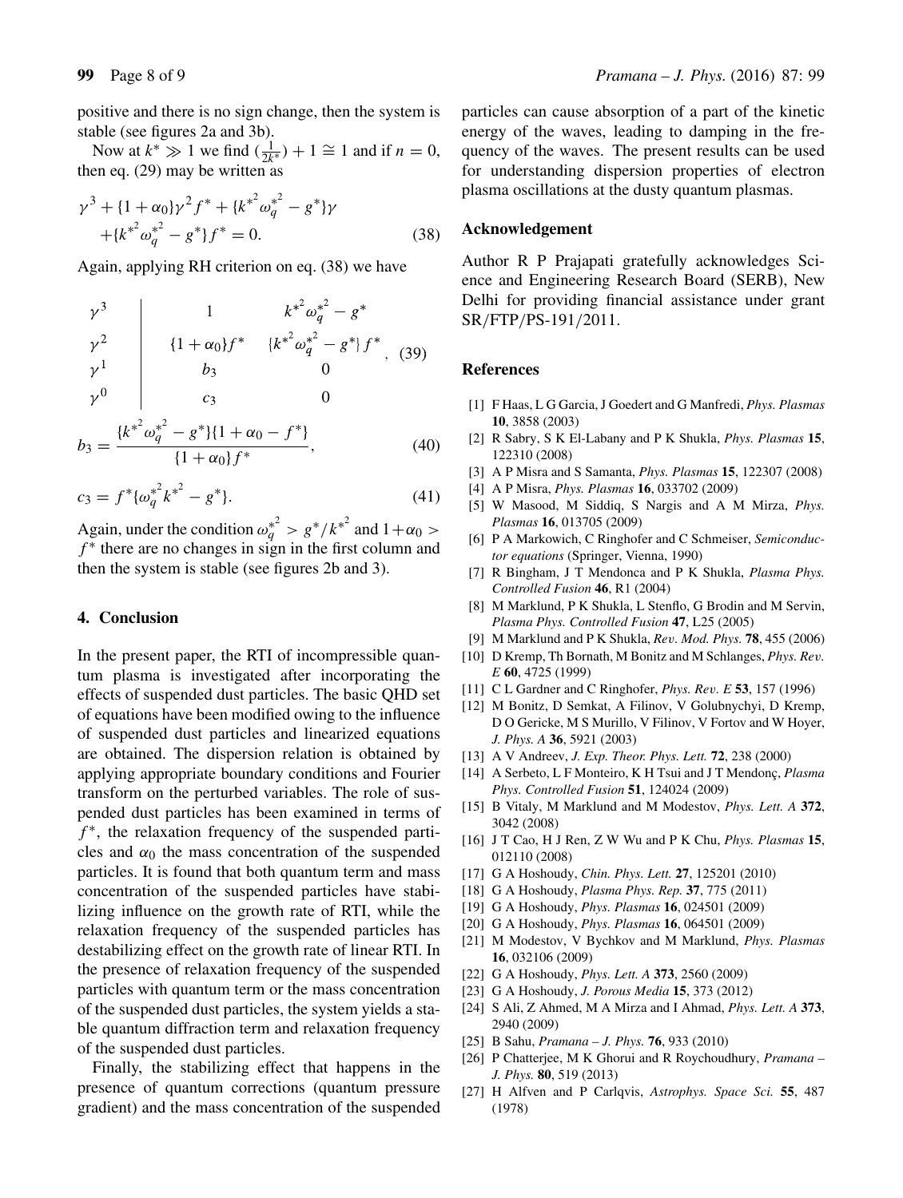positive and there is no sign change, then the system is stable (see figures 2a and 3b).

Now at $k^* \gg 1$ we find $(\frac{1}{2k^*}) + 1 \cong 1$ and if $n = 0$, then eq. (29) may be written as

$$\gamma^3 + \{1+\alpha_0\}\gamma^2 f^* + \{k^{*^2}\omega_q^{*^2} - g^*\}\gamma + \{k^{*^2}\omega_q^{*^2} - g^*\} f^* = 0. \quad (38)$$

Again, applying RH criterion on eq. (38) we have

$$\begin{array}{c|cc} \gamma^3 & 1 & k^{*^2}\omega_q^{*^2} - g^* \\ \gamma^2 & \{1+\alpha_0\}f^* & \{k^{*^2}\omega_q^{*^2} - g^*\} f^* \\ \gamma^1 & b_3 & 0 \\ \gamma^0 & c_3 & 0 \end{array}, \quad (39)$$

$$b_3 = \frac{\{k^{*^2}\omega_q^{*^2} - g^*\}\{1+\alpha_0 - f^*\}}{\{1+\alpha_0\}f^*}, \quad (40)$$

$$c_3 = f^*\{\omega_q^{*^2} k^{*^2} - g^*\}. \quad (41)$$

Again, under the condition $\omega_q^{*^2} > g^*/k^{*^2}$ and $1+\alpha_0 > f^*$ there are no changes in sign in the first column and then the system is stable (see figures 2b and 3).

## 4. Conclusion

In the present paper, the RTI of incompressible quantum plasma is investigated after incorporating the effects of suspended dust particles. The basic QHD set of equations have been modified owing to the influence of suspended dust particles and linearized equations are obtained. The dispersion relation is obtained by applying appropriate boundary conditions and Fourier transform on the perturbed variables. The role of suspended dust particles has been examined in terms of $f^*$, the relaxation frequency of the suspended particles and $\alpha_0$ the mass concentration of the suspended particles. It is found that both quantum term and mass concentration of the suspended particles have stabilizing influence on the growth rate of RTI, while the relaxation frequency of the suspended particles has destabilizing effect on the growth rate of linear RTI. In the presence of relaxation frequency of the suspended particles with quantum term or the mass concentration of the suspended dust particles, the system yields a stable quantum diffraction term and relaxation frequency of the suspended dust particles.

Finally, the stabilizing effect that happens in the presence of quantum corrections (quantum pressure gradient) and the mass concentration of the suspended particles can cause absorption of a part of the kinetic energy of the waves, leading to damping in the frequency of the waves. The present results can be used for understanding dispersion properties of electron plasma oscillations at the dusty quantum plasmas.

## Acknowledgement

Author R P Prajapati gratefully acknowledges Science and Engineering Research Board (SERB), New Delhi for providing financial assistance under grant SR/FTP/PS-191/2011.

## References

[1] F Haas, L G Garcia, J Goedert and G Manfredi, *Phys. Plasmas* **10**, 3858 (2003)

[2] R Sabry, S K El-Labany and P K Shukla, *Phys. Plasmas* **15**, 122310 (2008)

[3] A P Misra and S Samanta, *Phys. Plasmas* **15**, 122307 (2008)

[4] A P Misra, *Phys. Plasmas* **16**, 033702 (2009)

[5] W Masood, M Siddiq, S Nargis and A M Mirza, *Phys. Plasmas* **16**, 013705 (2009)

[6] P A Markowich, C Ringhofer and C Schmeiser, *Semiconductor equations* (Springer, Vienna, 1990)

[7] R Bingham, J T Mendonca and P K Shukla, *Plasma Phys. Controlled Fusion* **46**, R1 (2004)

[8] M Marklund, P K Shukla, L Stenflo, G Brodin and M Servin, *Plasma Phys. Controlled Fusion* **47**, L25 (2005)

[9] M Marklund and P K Shukla, *Rev. Mod. Phys.* **78**, 455 (2006)

[10] D Kremp, Th Bornath, M Bonitz and M Schlanges, *Phys. Rev. E* **60**, 4725 (1999)

[11] C L Gardner and C Ringhofer, *Phys. Rev. E* **53**, 157 (1996)

[12] M Bonitz, D Semkat, A Filinov, V Golubnychyi, D Kremp, D O Gericke, M S Murillo, V Filinov, V Fortov and W Hoyer, *J. Phys. A* **36**, 5921 (2003)

[13] A V Andreev, *J. Exp. Theor. Phys. Lett.* **72**, 238 (2000)

[14] A Serbeto, L F Monteiro, K H Tsui and J T Mendonç, *Plasma Phys. Controlled Fusion* **51**, 124024 (2009)

[15] B Vitaly, M Marklund and M Modestov, *Phys. Lett. A* **372**, 3042 (2008)

[16] J T Cao, H J Ren, Z W Wu and P K Chu, *Phys. Plasmas* **15**, 012110 (2008)

[17] G A Hoshoudy, *Chin. Phys. Lett.* **27**, 125201 (2010)

[18] G A Hoshoudy, *Plasma Phys. Rep.* **37**, 775 (2011)

[19] G A Hoshoudy, *Phys. Plasmas* **16**, 024501 (2009)

[20] G A Hoshoudy, *Phys. Plasmas* **16**, 064501 (2009)

[21] M Modestov, V Bychkov and M Marklund, *Phys. Plasmas* **16**, 032106 (2009)

[22] G A Hoshoudy, *Phys. Lett. A* **373**, 2560 (2009)

[23] G A Hoshoudy, *J. Porous Media* **15**, 373 (2012)

[24] S Ali, Z Ahmed, M A Mirza and I Ahmad, *Phys. Lett. A* **373**, 2940 (2009)

[25] B Sahu, *Pramana – J. Phys.* **76**, 933 (2010)

[26] P Chatterjee, M K Ghorui and R Roychoudhury, *Pramana – J. Phys.* **80**, 519 (2013)

[27] H Alfven and P Carlqvis, *Astrophys. Space Sci.* **55**, 487 (1978)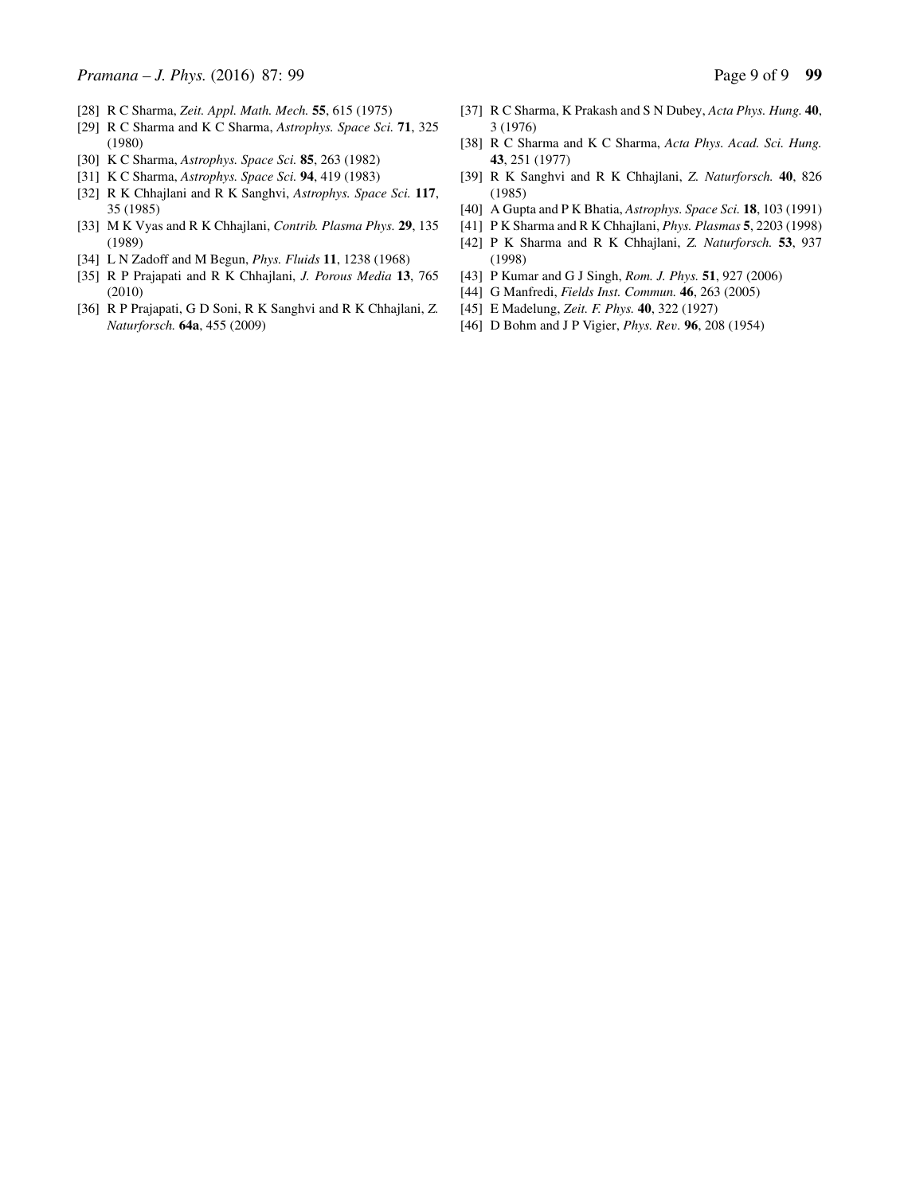[28] R C Sharma, *Zeit. Appl. Math. Mech.* **55**, 615 (1975)

[29] R C Sharma and K C Sharma, *Astrophys. Space Sci.* **71**, 325 (1980)

[30] K C Sharma, *Astrophys. Space Sci.* **85**, 263 (1982)

[31] K C Sharma, *Astrophys. Space Sci.* **94**, 419 (1983)

[32] R K Chhajlani and R K Sanghvi, *Astrophys. Space Sci.* **117**, 35 (1985)

[33] M K Vyas and R K Chhajlani, *Contrib. Plasma Phys.* **29**, 135 (1989)

[34] L N Zadoff and M Begun, *Phys. Fluids* **11**, 1238 (1968)

[35] R P Prajapati and R K Chhajlani, *J. Porous Media* **13**, 765 (2010)

[36] R P Prajapati, G D Soni, R K Sanghvi and R K Chhajlani, *Z. Naturforsch.* **64a**, 455 (2009)

[37] R C Sharma, K Prakash and S N Dubey, *Acta Phys. Hung.* **40**, 3 (1976)

[38] R C Sharma and K C Sharma, *Acta Phys. Acad. Sci. Hung.* **43**, 251 (1977)

[39] R K Sanghvi and R K Chhajlani, *Z. Naturforsch.* **40**, 826 (1985)

[40] A Gupta and P K Bhatia, *Astrophys. Space Sci.* **18**, 103 (1991)

[41] P K Sharma and R K Chhajlani, *Phys. Plasmas* **5**, 2203 (1998)

[42] P K Sharma and R K Chhajlani, *Z. Naturforsch.* **53**, 937 (1998)

[43] P Kumar and G J Singh, *Rom. J. Phys.* **51**, 927 (2006)

[44] G Manfredi, *Fields Inst. Commun.* **46**, 263 (2005)

[45] E Madelung, *Zeit. F. Phys.* **40**, 322 (1927)

[46] D Bohm and J P Vigier, *Phys. Rev*. **96**, 208 (1954)